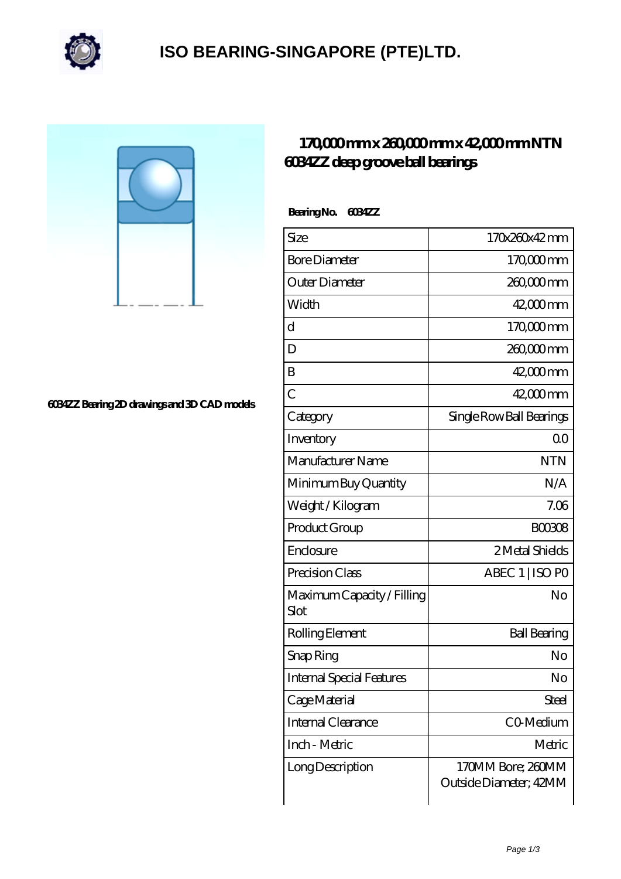# ISO BEARING-SINGAPORE (PTE)LTD.

6034ZZ Bearing 2D drawings and 3D CAD models

## 170,000 mm x 260,000 mm x 42,000 mm NTN 6034ZZ deep groove ball bearings

**Bearing No. 6034ZZ**

| Size | 170x260x42 mm |
|---|---|
| Bore Diameter | 170,000 mm |
| Outer Diameter | 260,000 mm |
| Width | 42,000 mm |
| d | 170,000 mm |
| D | 260,000 mm |
| B | 42,000 mm |
| C | 42,000 mm |
| Category | Single Row Ball Bearings |
| Inventory | 0.0 |
| Manufacturer Name | NTN |
| Minimum Buy Quantity | N/A |
| Weight / Kilogram | 7.06 |
| Product Group | B00308 |
| Enclosure | 2 Metal Shields |
| Precision Class | ABEC 1 \| ISO P0 |
| Maximum Capacity / Filling Slot | No |
| Rolling Element | Ball Bearing |
| Snap Ring | No |
| Internal Special Features | No |
| Cage Material | Steel |
| Internal Clearance | C0-Medium |
| Inch - Metric | Metric |
| Long Description | 170MM Bore; 260MM Outside Diameter; 42MM |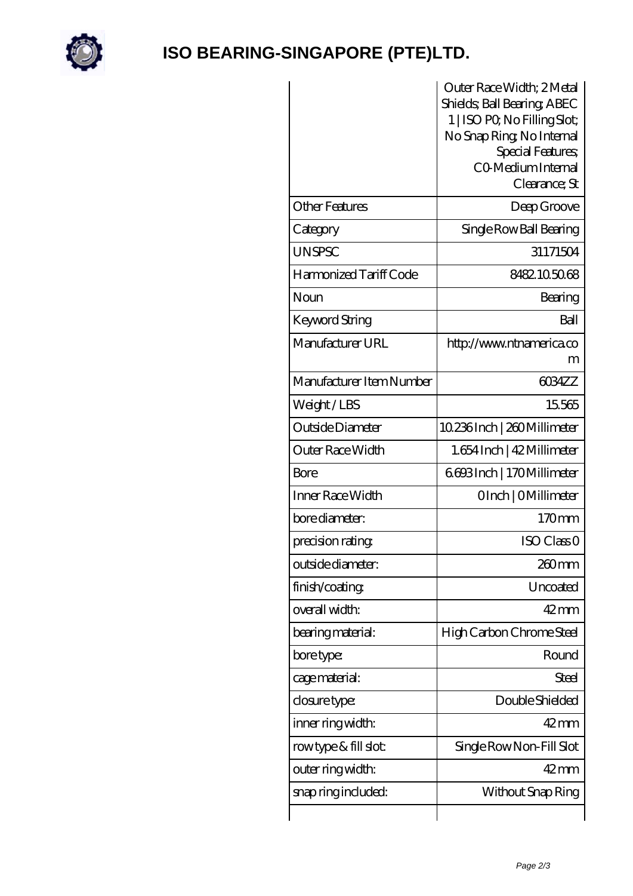# ISO BEARING-SINGAPORE (PTE)LTD.

| | |
|---|---|
| | Outer Race Width; 2 Metal Shields; Ball Bearing; ABEC 1 \| ISO P0; No Filling Slot; No Snap Ring; No Internal Special Features; C0-Medium Internal Clearance; St |
| Other Features | Deep Groove |
| Category | Single Row Ball Bearing |
| UNSPSC | 31171504 |
| Harmonized Tariff Code | 8482.10.50.68 |
| Noun | Bearing |
| Keyword String | Ball |
| Manufacturer URL | http://www.ntnamerica.com |
| Manufacturer Item Number | 6034ZZ |
| Weight / LBS | 15.565 |
| Outside Diameter | 10.236 Inch \| 260 Millimeter |
| Outer Race Width | 1.654 Inch \| 42 Millimeter |
| Bore | 6.693 Inch \| 170 Millimeter |
| Inner Race Width | 0 Inch \| 0 Millimeter |
| bore diameter: | 170 mm |
| precision rating: | ISO Class 0 |
| outside diameter: | 260 mm |
| finish/coating: | Uncoated |
| overall width: | 42 mm |
| bearing material: | High Carbon Chrome Steel |
| bore type: | Round |
| cage material: | Steel |
| closure type: | Double Shielded |
| inner ring width: | 42 mm |
| row type & fill slot: | Single Row Non-Fill Slot |
| outer ring width: | 42 mm |
| snap ring included: | Without Snap Ring |
| | |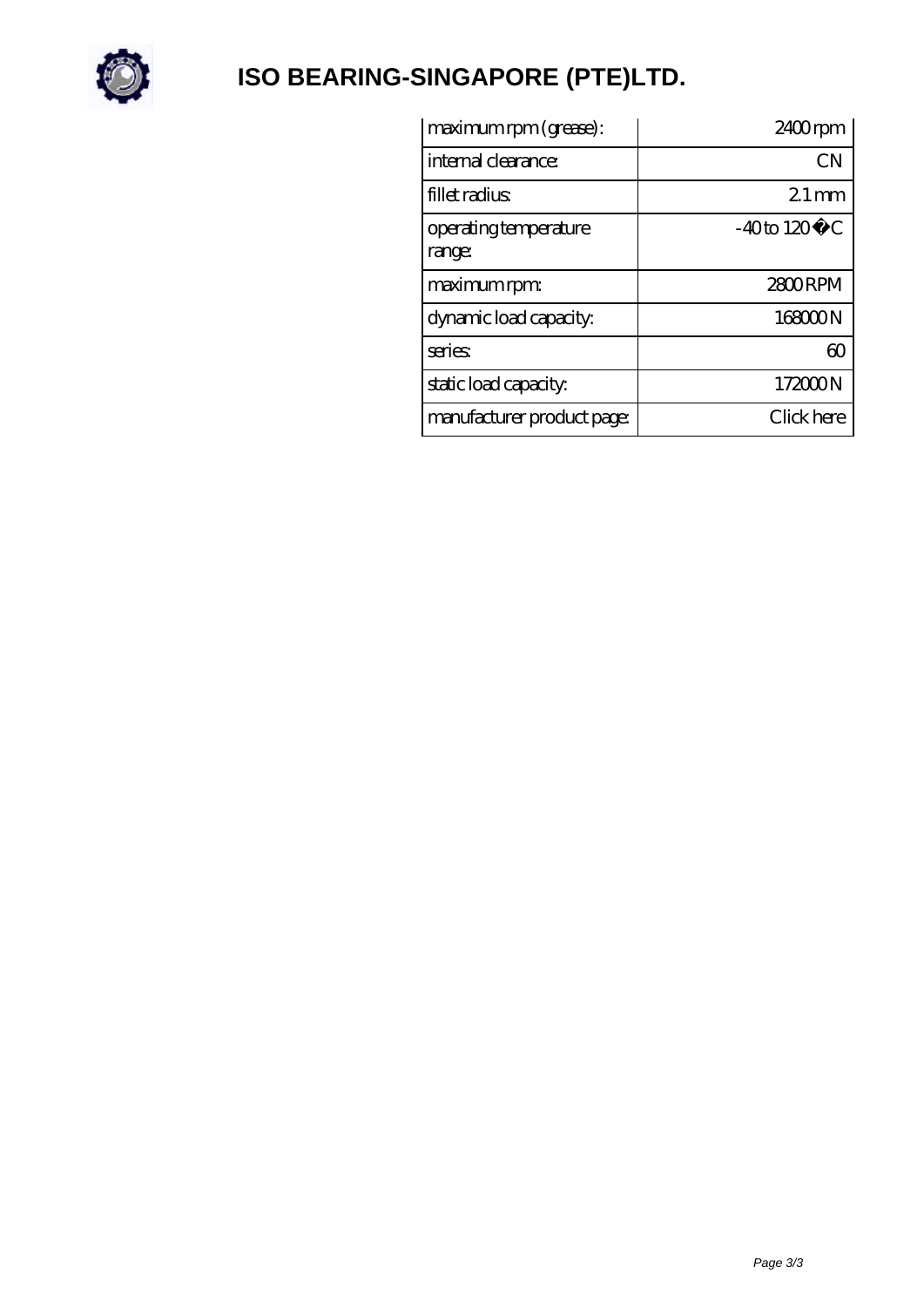| | |
|---|---|
| maximum rpm (grease): | 2400 rpm |
| internal clearance: | CN |
| fillet radius: | 2.1 mm |
| operating temperature range: | -40 to 120 �C |
| maximum rpm: | 2800 RPM |
| dynamic load capacity: | 168000 N |
| series: | 60 |
| static load capacity: | 172000 N |
| manufacturer product page: | Click here |